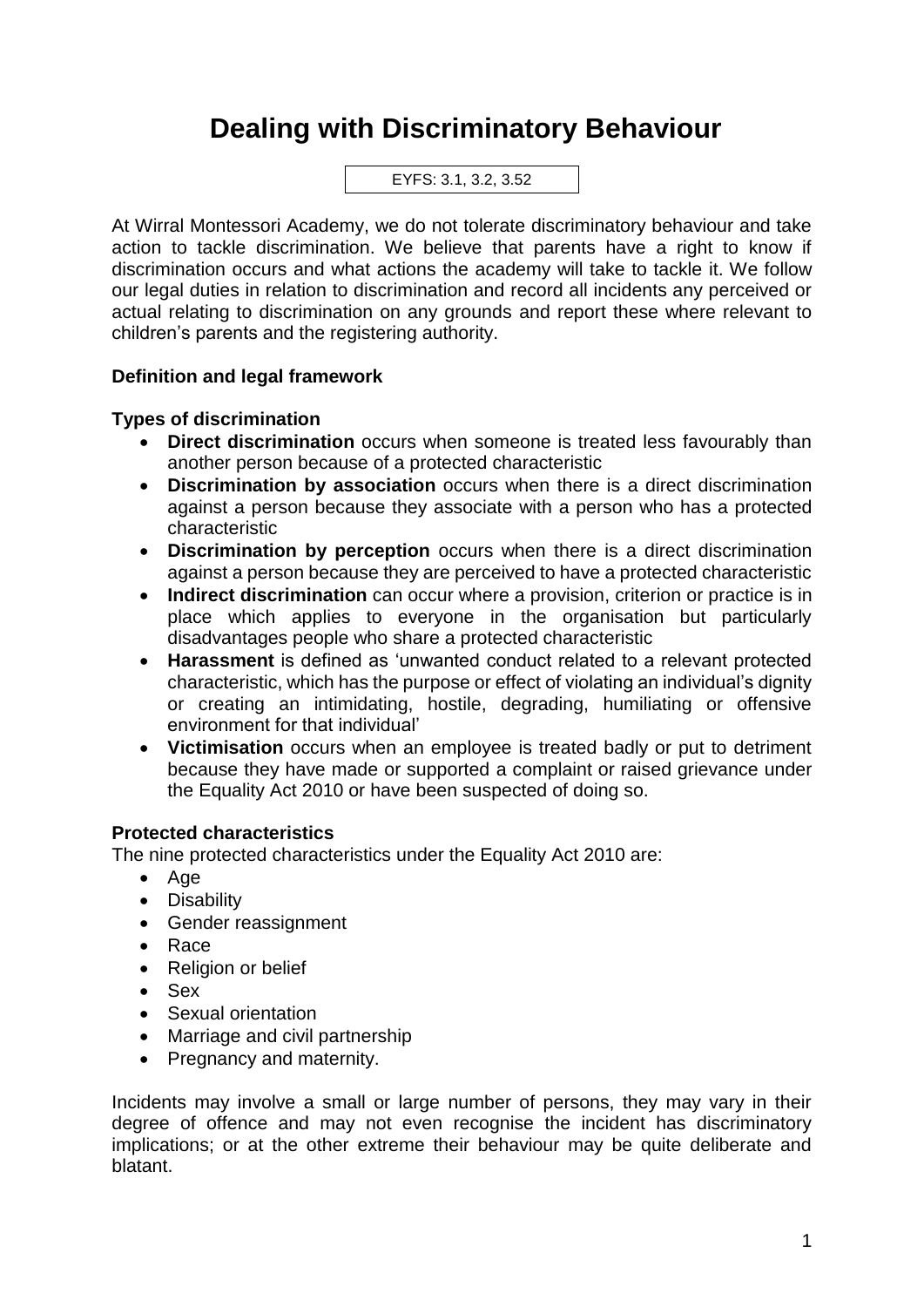# Dealing with Discriminatory Behaviour

EYFS: 3.1, 3.2, 3.52

At Wirral Montessori Academy, we do not tolerate discriminatory behaviour and take action to tackle discrimination. We believe that parents have a right to know if discrimination occurs and what actions the academy will take to tackle it. We follow our legal duties in relation to discrimination and record all incidents any perceived or actual relating to discrimination on any grounds and report these where relevant to children's parents and the registering authority.

**Definition and legal framework**

**Types of discrimination**

- **Direct discrimination** occurs when someone is treated less favourably than another person because of a protected characteristic
- **Discrimination by association** occurs when there is a direct discrimination against a person because they associate with a person who has a protected characteristic
- **Discrimination by perception** occurs when there is a direct discrimination against a person because they are perceived to have a protected characteristic
- **Indirect discrimination** can occur where a provision, criterion or practice is in place which applies to everyone in the organisation but particularly disadvantages people who share a protected characteristic
- **Harassment** is defined as 'unwanted conduct related to a relevant protected characteristic, which has the purpose or effect of violating an individual's dignity or creating an intimidating, hostile, degrading, humiliating or offensive environment for that individual'
- **Victimisation** occurs when an employee is treated badly or put to detriment because they have made or supported a complaint or raised grievance under the Equality Act 2010 or have been suspected of doing so.

**Protected characteristics**

The nine protected characteristics under the Equality Act 2010 are:

- Age
- Disability
- Gender reassignment
- Race
- Religion or belief
- Sex
- Sexual orientation
- Marriage and civil partnership
- Pregnancy and maternity.

Incidents may involve a small or large number of persons, they may vary in their degree of offence and may not even recognise the incident has discriminatory implications; or at the other extreme their behaviour may be quite deliberate and blatant.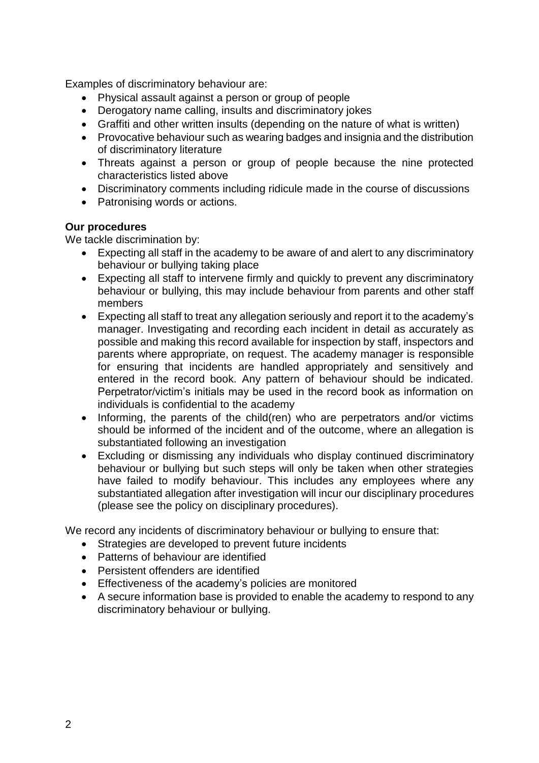Examples of discriminatory behaviour are:

- Physical assault against a person or group of people
- Derogatory name calling, insults and discriminatory jokes
- Graffiti and other written insults (depending on the nature of what is written)
- Provocative behaviour such as wearing badges and insignia and the distribution of discriminatory literature
- Threats against a person or group of people because the nine protected characteristics listed above
- Discriminatory comments including ridicule made in the course of discussions
- Patronising words or actions.

**Our procedures**

We tackle discrimination by:

- Expecting all staff in the academy to be aware of and alert to any discriminatory behaviour or bullying taking place
- Expecting all staff to intervene firmly and quickly to prevent any discriminatory behaviour or bullying, this may include behaviour from parents and other staff members
- Expecting all staff to treat any allegation seriously and report it to the academy's manager. Investigating and recording each incident in detail as accurately as possible and making this record available for inspection by staff, inspectors and parents where appropriate, on request. The academy manager is responsible for ensuring that incidents are handled appropriately and sensitively and entered in the record book. Any pattern of behaviour should be indicated. Perpetrator/victim's initials may be used in the record book as information on individuals is confidential to the academy
- Informing, the parents of the child(ren) who are perpetrators and/or victims should be informed of the incident and of the outcome, where an allegation is substantiated following an investigation
- Excluding or dismissing any individuals who display continued discriminatory behaviour or bullying but such steps will only be taken when other strategies have failed to modify behaviour. This includes any employees where any substantiated allegation after investigation will incur our disciplinary procedures (please see the policy on disciplinary procedures).

We record any incidents of discriminatory behaviour or bullying to ensure that:

- Strategies are developed to prevent future incidents
- Patterns of behaviour are identified
- Persistent offenders are identified
- Effectiveness of the academy's policies are monitored
- A secure information base is provided to enable the academy to respond to any discriminatory behaviour or bullying.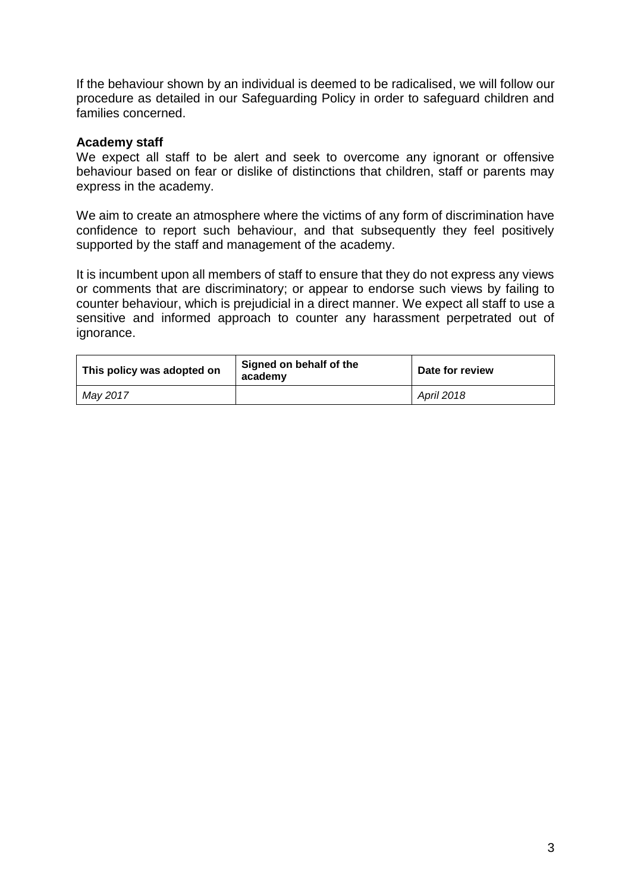If the behaviour shown by an individual is deemed to be radicalised, we will follow our procedure as detailed in our Safeguarding Policy in order to safeguard children and families concerned.

**Academy staff**

We expect all staff to be alert and seek to overcome any ignorant or offensive behaviour based on fear or dislike of distinctions that children, staff or parents may express in the academy.

We aim to create an atmosphere where the victims of any form of discrimination have confidence to report such behaviour, and that subsequently they feel positively supported by the staff and management of the academy.

It is incumbent upon all members of staff to ensure that they do not express any views or comments that are discriminatory; or appear to endorse such views by failing to counter behaviour, which is prejudicial in a direct manner. We expect all staff to use a sensitive and informed approach to counter any harassment perpetrated out of ignorance.

| This policy was adopted on | Signed on behalf of the academy | Date for review |
| --- | --- | --- |
| *May 2017* | | *April 2018* |